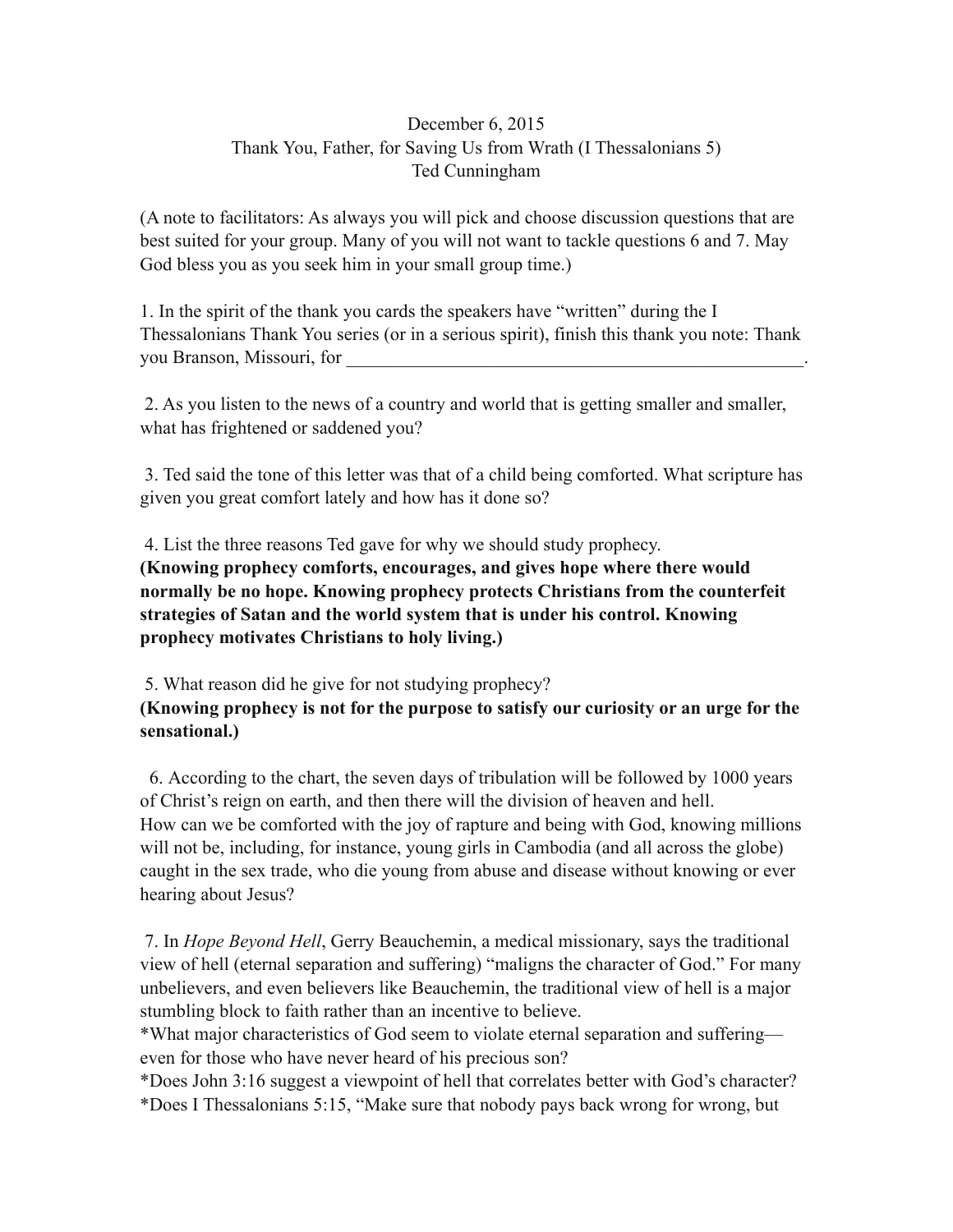December 6, 2015

Thank You, Father, for Saving Us from Wrath (I Thessalonians 5)

Ted Cunningham

(A note to facilitators: As always you will pick and choose discussion questions that are best suited for your group. Many of you will not want to tackle questions 6 and 7. May God bless you as you seek him in your small group time.)

1. In the spirit of the thank you cards the speakers have "written" during the I Thessalonians Thank You series (or in a serious spirit), finish this thank you note: Thank you Branson, Missouri, for ___________________________________________________.

2. As you listen to the news of a country and world that is getting smaller and smaller, what has frightened or saddened you?

3. Ted said the tone of this letter was that of a child being comforted. What scripture has given you great comfort lately and how has it done so?

4. List the three reasons Ted gave for why we should study prophecy.
**(Knowing prophecy comforts, encourages, and gives hope where there would normally be no hope. Knowing prophecy protects Christians from the counterfeit strategies of Satan and the world system that is under his control. Knowing prophecy motivates Christians to holy living.)**

5. What reason did he give for not studying prophecy?
**(Knowing prophecy is not for the purpose to satisfy our curiosity or an urge for the sensational.)**

6. According to the chart, the seven days of tribulation will be followed by 1000 years of Christ's reign on earth, and then there will the division of heaven and hell.
How can we be comforted with the joy of rapture and being with God, knowing millions will not be, including, for instance, young girls in Cambodia (and all across the globe) caught in the sex trade, who die young from abuse and disease without knowing or ever hearing about Jesus?

7. In *Hope Beyond Hell*, Gerry Beauchemin, a medical missionary, says the traditional view of hell (eternal separation and suffering) "maligns the character of God." For many unbelievers, and even believers like Beauchemin, the traditional view of hell is a major stumbling block to faith rather than an incentive to believe.
*What major characteristics of God seem to violate eternal separation and suffering—even for those who have never heard of his precious son?
*Does John 3:16 suggest a viewpoint of hell that correlates better with God's character?
*Does I Thessalonians 5:15, "Make sure that nobody pays back wrong for wrong, but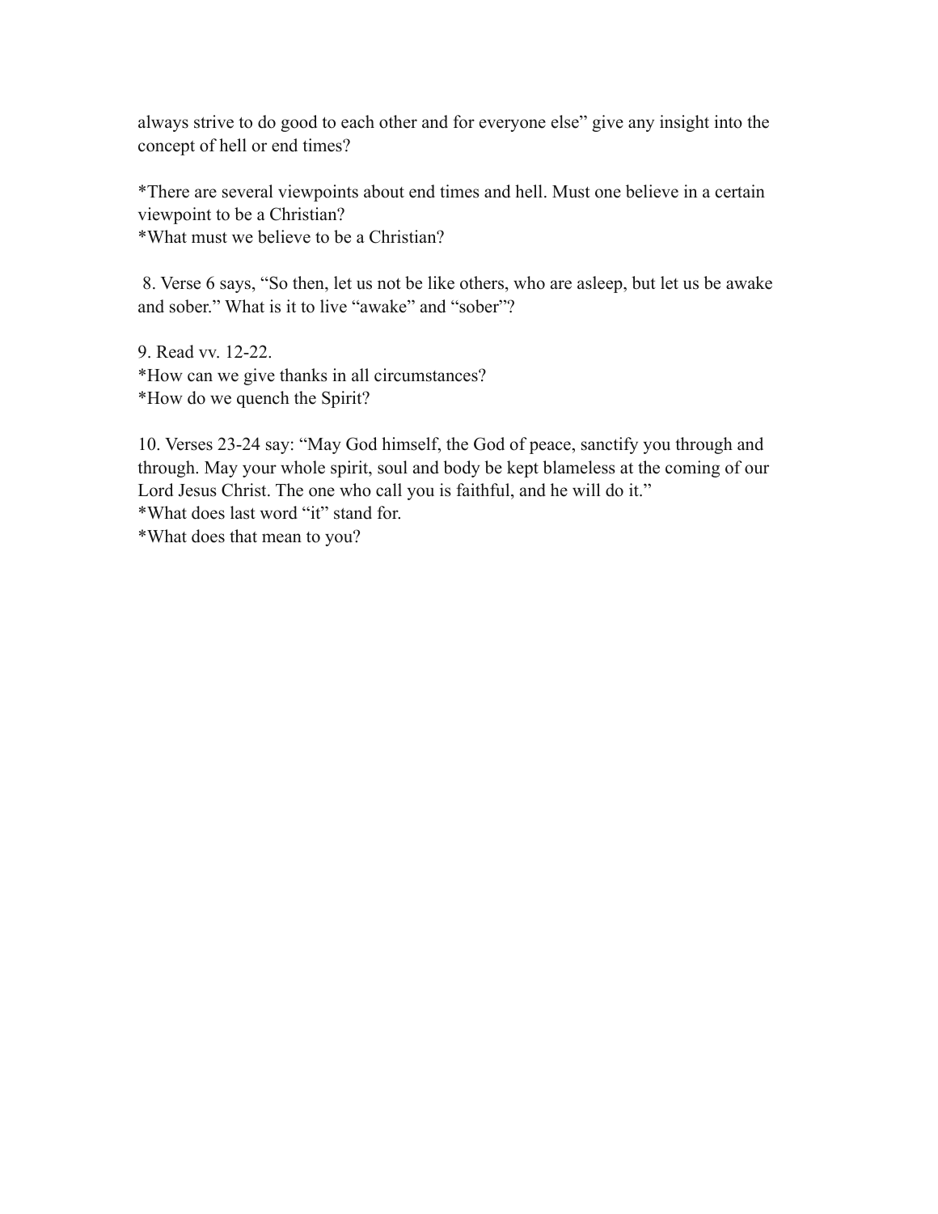always strive to do good to each other and for everyone else" give any insight into the concept of hell or end times?

*There are several viewpoints about end times and hell. Must one believe in a certain viewpoint to be a Christian?
*What must we believe to be a Christian?

8. Verse 6 says, "So then, let us not be like others, who are asleep, but let us be awake and sober." What is it to live "awake" and "sober"?

9. Read vv. 12-22.
*How can we give thanks in all circumstances?
*How do we quench the Spirit?

10. Verses 23-24 say: "May God himself, the God of peace, sanctify you through and through. May your whole spirit, soul and body be kept blameless at the coming of our Lord Jesus Christ. The one who call you is faithful, and he will do it."
*What does last word "it" stand for.
*What does that mean to you?